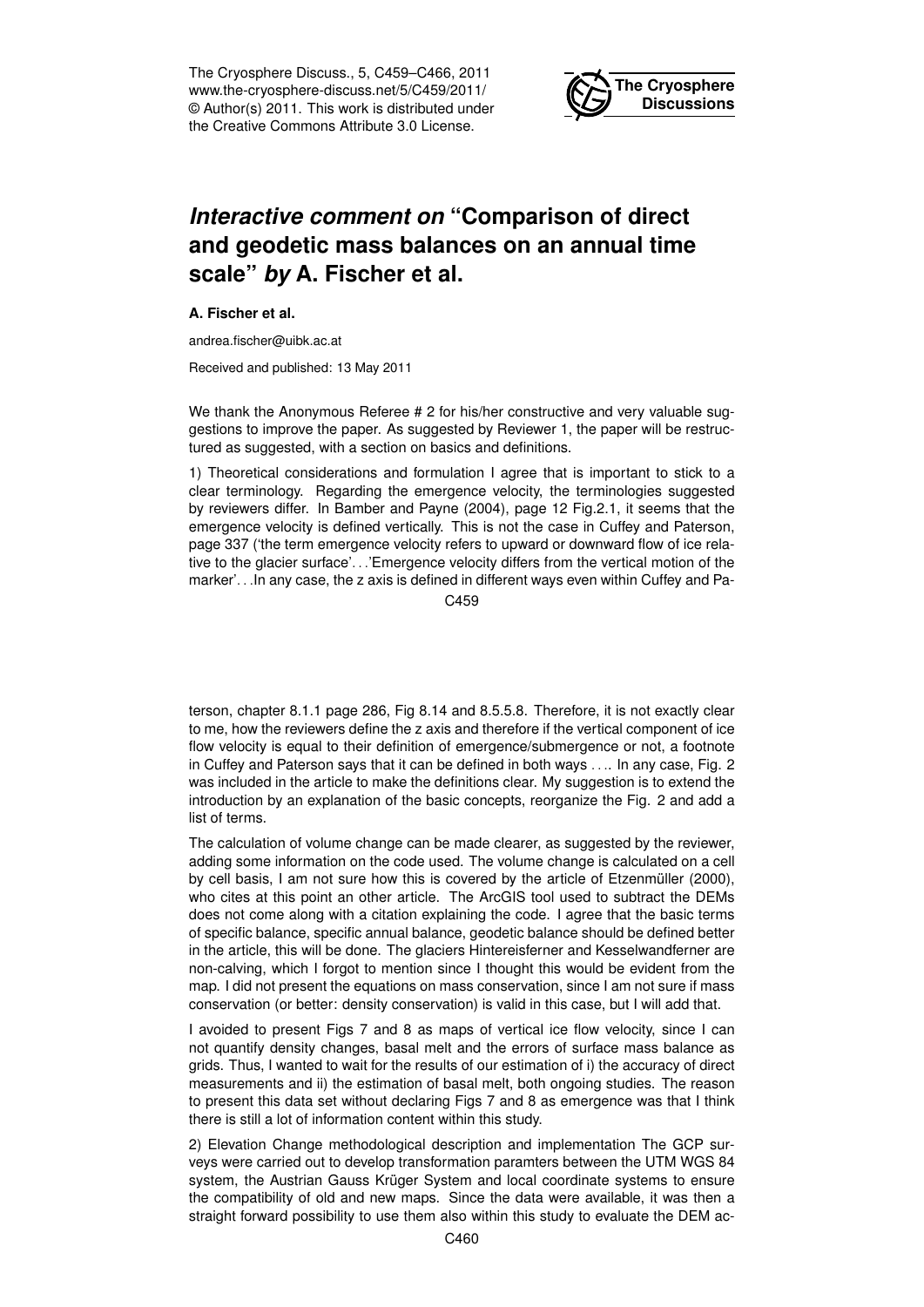The Cryosphere Discuss., 5, C459–C466, 2011
www.the-cryosphere-discuss.net/5/C459/2011/
© Author(s) 2011. This work is distributed under the Creative Commons Attribute 3.0 License.

# *Interactive comment on* "Comparison of direct and geodetic mass balances on an annual time scale" *by* A. Fischer et al.

**A. Fischer et al.**

andrea.fischer@uibk.ac.at

Received and published: 13 May 2011

We thank the Anonymous Referee # 2 for his/her constructive and very valuable suggestions to improve the paper. As suggested by Reviewer 1, the paper will be restructured as suggested, with a section on basics and definitions.

1) Theoretical considerations and formulation I agree that is important to stick to a clear terminology. Regarding the emergence velocity, the terminologies suggested by reviewers differ. In Bamber and Payne (2004), page 12 Fig.2.1, it seems that the emergence velocity is defined vertically. This is not the case in Cuffey and Paterson, page 337 ('the term emergence velocity refers to upward or downward flow of ice relative to the glacier surface'...'Emergence velocity differs from the vertical motion of the marker'...In any case, the z axis is defined in different ways even within Cuffey and Paterson, chapter 8.1.1 page 286, Fig 8.14 and 8.5.5.8. Therefore, it is not exactly clear to me, how the reviewers define the z axis and therefore if the vertical component of ice flow velocity is equal to their definition of emergence/submergence or not, a footnote in Cuffey and Paterson says that it can be defined in both ways .... In any case, Fig. 2 was included in the article to make the definitions clear. My suggestion is to extend the introduction by an explanation of the basic concepts, reorganize the Fig. 2 and add a list of terms.

The calculation of volume change can be made clearer, as suggested by the reviewer, adding some information on the code used. The volume change is calculated on a cell by cell basis, I am not sure how this is covered by the article of Etzenmüller (2000), who cites at this point an other article. The ArcGIS tool used to subtract the DEMs does not come along with a citation explaining the code. I agree that the basic terms of specific balance, specific annual balance, geodetic balance should be defined better in the article, this will be done. The glaciers Hintereisferner and Kesselwandferner are non-calving, which I forgot to mention since I thought this would be evident from the map. I did not present the equations on mass conservation, since I am not sure if mass conservation (or better: density conservation) is valid in this case, but I will add that.

I avoided to present Figs 7 and 8 as maps of vertical ice flow velocity, since I can not quantify density changes, basal melt and the errors of surface mass balance as grids. Thus, I wanted to wait for the results of our estimation of i) the accuracy of direct measurements and ii) the estimation of basal melt, both ongoing studies. The reason to present this data set without declaring Figs 7 and 8 as emergence was that I think there is still a lot of information content within this study.

2) Elevation Change methodological description and implementation The GCP surveys were carried out to develop transformation paramters between the UTM WGS 84 system, the Austrian Gauss Krüger System and local coordinate systems to ensure the compatibility of old and new maps. Since the data were available, it was then a straight forward possibility to use them also within this study to evaluate the DEM ac-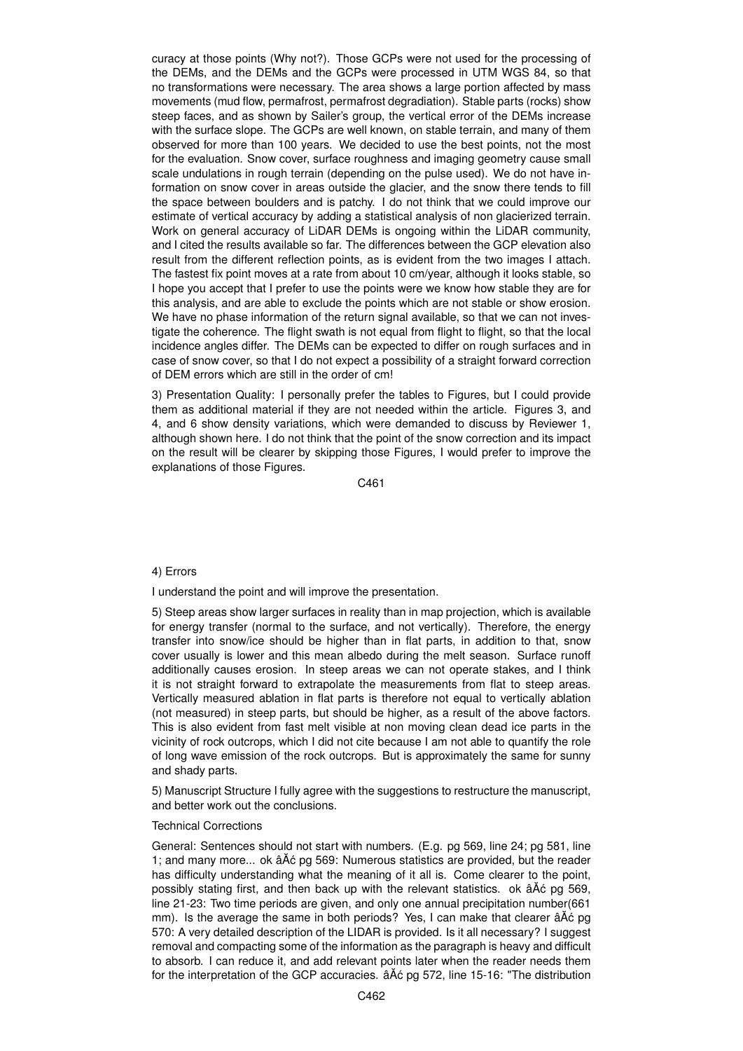curacy at those points (Why not?). Those GCPs were not used for the processing of the DEMs, and the DEMs and the GCPs were processed in UTM WGS 84, so that no transformations were necessary. The area shows a large portion affected by mass movements (mud flow, permafrost, permafrost degradiation). Stable parts (rocks) show steep faces, and as shown by Sailer's group, the vertical error of the DEMs increase with the surface slope. The GCPs are well known, on stable terrain, and many of them observed for more than 100 years. We decided to use the best points, not the most for the evaluation. Snow cover, surface roughness and imaging geometry cause small scale undulations in rough terrain (depending on the pulse used). We do not have information on snow cover in areas outside the glacier, and the snow there tends to fill the space between boulders and is patchy. I do not think that we could improve our estimate of vertical accuracy by adding a statistical analysis of non glacierized terrain. Work on general accuracy of LiDAR DEMs is ongoing within the LiDAR community, and I cited the results available so far. The differences between the GCP elevation also result from the different reflection points, as is evident from the two images I attach. The fastest fix point moves at a rate from about 10 cm/year, although it looks stable, so I hope you accept that I prefer to use the points were we know how stable they are for this analysis, and are able to exclude the points which are not stable or show erosion. We have no phase information of the return signal available, so that we can not investigate the coherence. The flight swath is not equal from flight to flight, so that the local incidence angles differ. The DEMs can be expected to differ on rough surfaces and in case of snow cover, so that I do not expect a possibility of a straight forward correction of DEM errors which are still in the order of cm!

3) Presentation Quality: I personally prefer the tables to Figures, but I could provide them as additional material if they are not needed within the article. Figures 3, and 4, and 6 show density variations, which were demanded to discuss by Reviewer 1, although shown here. I do not think that the point of the snow correction and its impact on the result will be clearer by skipping those Figures, I would prefer to improve the explanations of those Figures.

4) Errors

I understand the point and will improve the presentation.

5) Steep areas show larger surfaces in reality than in map projection, which is available for energy transfer (normal to the surface, and not vertically). Therefore, the energy transfer into snow/ice should be higher than in flat parts, in addition to that, snow cover usually is lower and this mean albedo during the melt season. Surface runoff additionally causes erosion. In steep areas we can not operate stakes, and I think it is not straight forward to extrapolate the measurements from flat to steep areas. Vertically measured ablation in flat parts is therefore not equal to vertically ablation (not measured) in steep parts, but should be higher, as a result of the above factors. This is also evident from fast melt visible at non moving clean dead ice parts in the vicinity of rock outcrops, which I did not cite because I am not able to quantify the role of long wave emission of the rock outcrops. But is approximately the same for sunny and shady parts.

5) Manuscript Structure I fully agree with the suggestions to restructure the manuscript, and better work out the conclusions.

Technical Corrections

General: Sentences should not start with numbers. (E.g. pg 569, line 24; pg 581, line 1; and many more... ok âĂć pg 569: Numerous statistics are provided, but the reader has difficulty understanding what the meaning of it all is. Come clearer to the point, possibly stating first, and then back up with the relevant statistics. ok âĂć pg 569, line 21-23: Two time periods are given, and only one annual precipitation number(661 mm). Is the average the same in both periods? Yes, I can make that clearer âĂć pg 570: A very detailed description of the LIDAR is provided. Is it all necessary? I suggest removal and compacting some of the information as the paragraph is heavy and difficult to absorb. I can reduce it, and add relevant points later when the reader needs them for the interpretation of the GCP accuracies. âĂć pg 572, line 15-16: "The distribution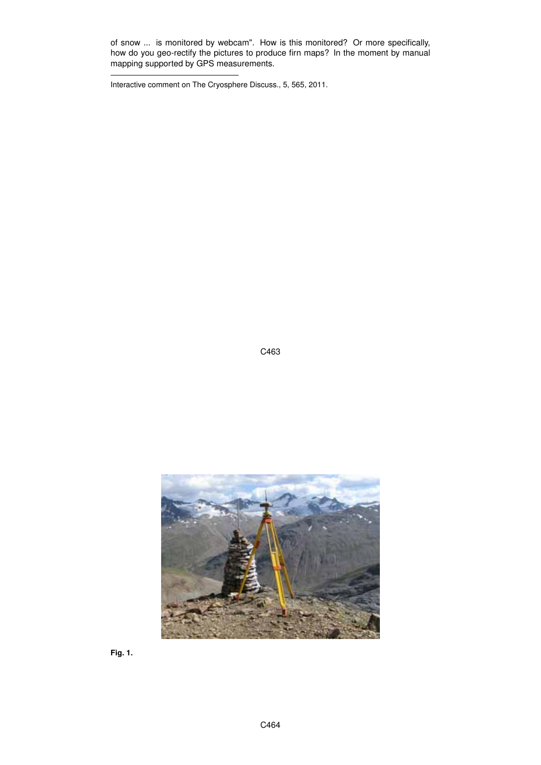of snow ... is monitored by webcam". How is this monitored? Or more specifically, how do you geo-rectify the pictures to produce firn maps? In the moment by manual mapping supported by GPS measurements.

---

Interactive comment on The Cryosphere Discuss., 5, 565, 2011.

**Fig. 1.**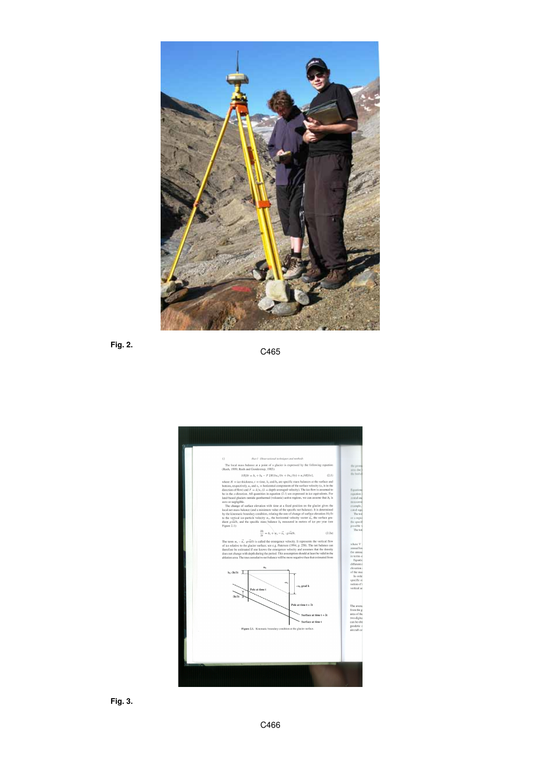Fig. 2.

Fig. 3.